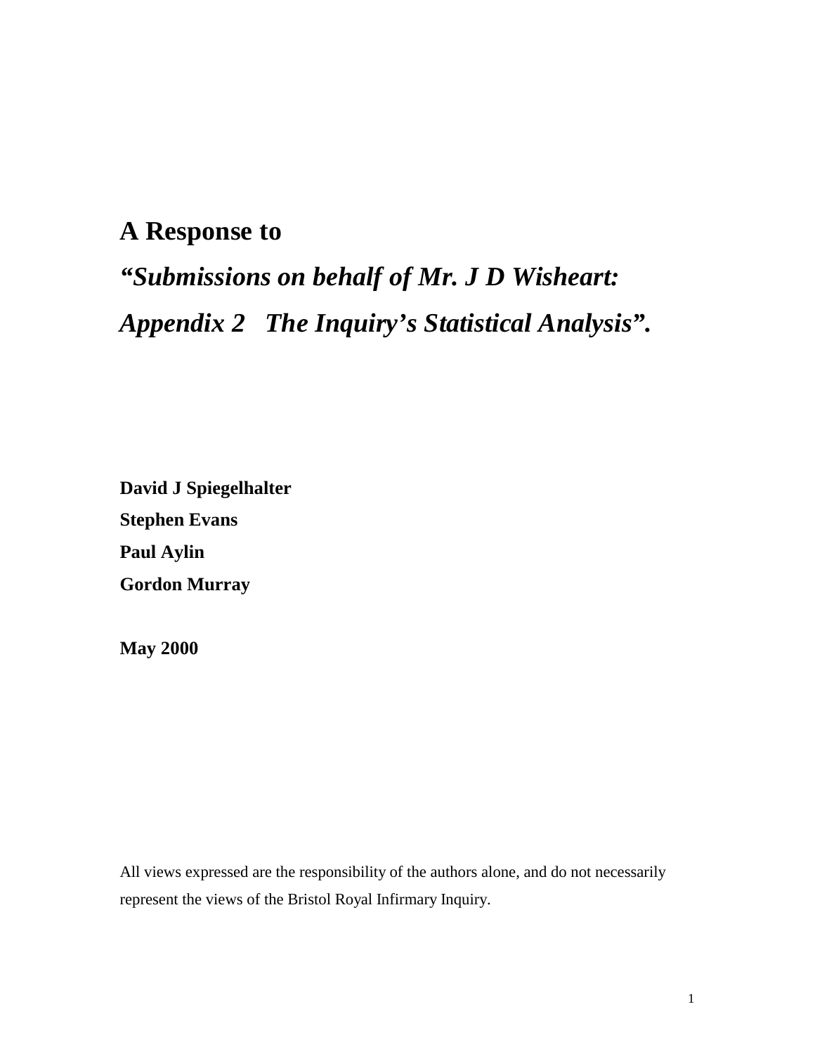# A Response to

# *"Submissions on behalf of Mr. J D Wisheart: Appendix 2 The Inquiry's Statistical Analysis".*

**David J Spiegelhalter**

**Stephen Evans**

**Paul Aylin**

**Gordon Murray**

**May 2000**

All views expressed are the responsibility of the authors alone, and do not necessarily represent the views of the Bristol Royal Infirmary Inquiry.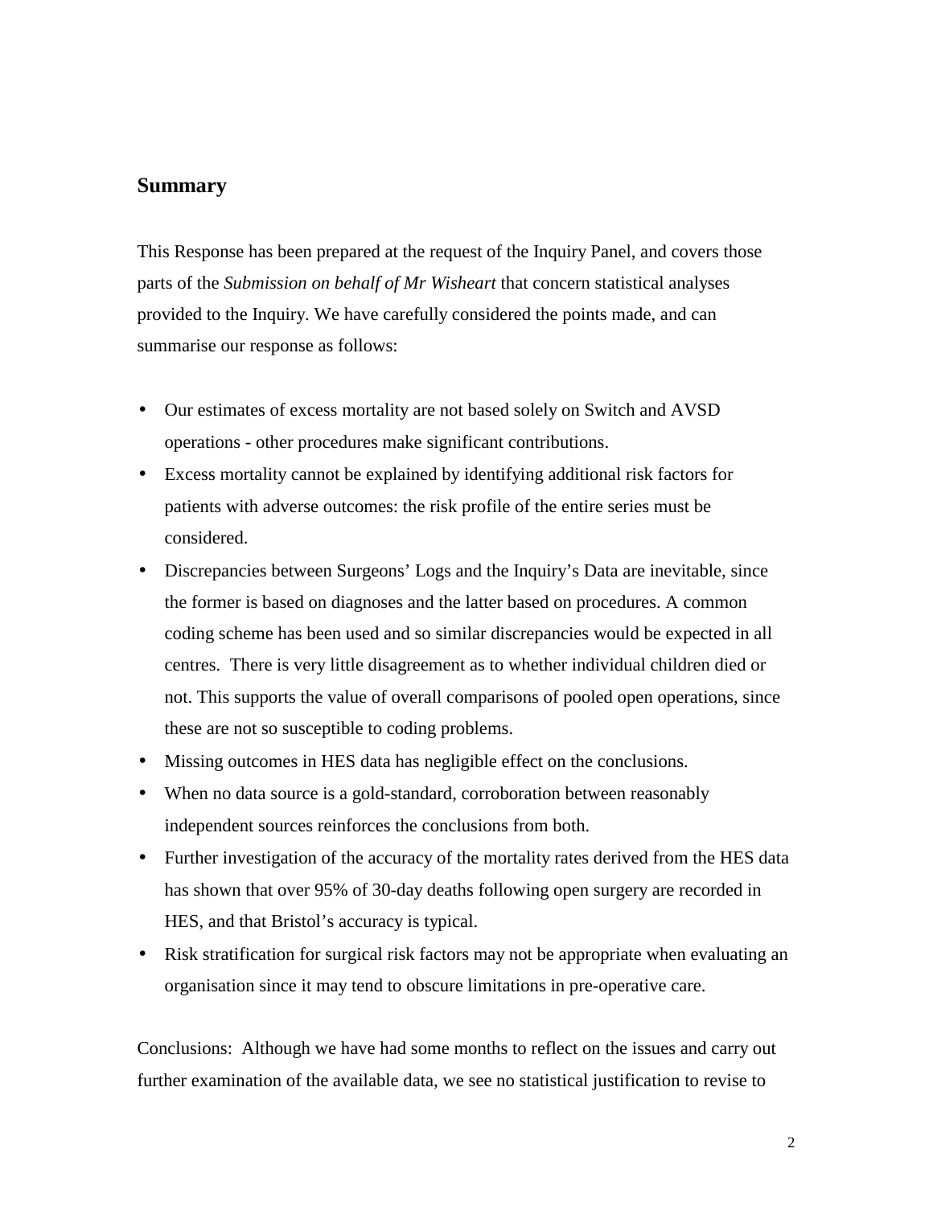## Summary

This Response has been prepared at the request of the Inquiry Panel, and covers those parts of the *Submission on behalf of Mr Wisheart* that concern statistical analyses provided to the Inquiry. We have carefully considered the points made, and can summarise our response as follows:

- Our estimates of excess mortality are not based solely on Switch and AVSD operations - other procedures make significant contributions.
- Excess mortality cannot be explained by identifying additional risk factors for patients with adverse outcomes: the risk profile of the entire series must be considered.
- Discrepancies between Surgeons' Logs and the Inquiry's Data are inevitable, since the former is based on diagnoses and the latter based on procedures. A common coding scheme has been used and so similar discrepancies would be expected in all centres. There is very little disagreement as to whether individual children died or not. This supports the value of overall comparisons of pooled open operations, since these are not so susceptible to coding problems.
- Missing outcomes in HES data has negligible effect on the conclusions.
- When no data source is a gold-standard, corroboration between reasonably independent sources reinforces the conclusions from both.
- Further investigation of the accuracy of the mortality rates derived from the HES data has shown that over 95% of 30-day deaths following open surgery are recorded in HES, and that Bristol's accuracy is typical.
- Risk stratification for surgical risk factors may not be appropriate when evaluating an organisation since it may tend to obscure limitations in pre-operative care.

Conclusions: Although we have had some months to reflect on the issues and carry out further examination of the available data, we see no statistical justification to revise to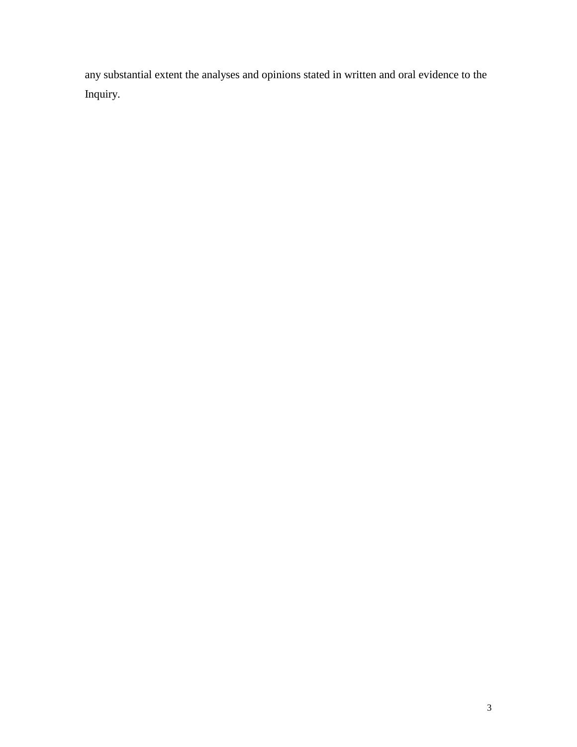any substantial extent the analyses and opinions stated in written and oral evidence to the Inquiry.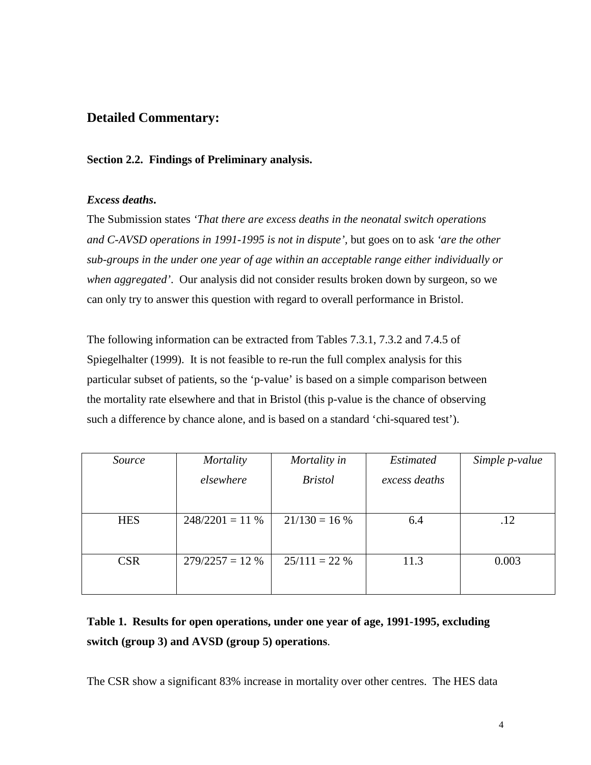## Detailed Commentary:

### Section 2.2. Findings of Preliminary analysis.

***Excess deaths*.**

The Submission states *'That there are excess deaths in the neonatal switch operations and C-AVSD operations in 1991-1995 is not in dispute'*, but goes on to ask *'are the other sub-groups in the under one year of age within an acceptable range either individually or when aggregated'*. Our analysis did not consider results broken down by surgeon, so we can only try to answer this question with regard to overall performance in Bristol.

The following information can be extracted from Tables 7.3.1, 7.3.2 and 7.4.5 of Spiegelhalter (1999). It is not feasible to re-run the full complex analysis for this particular subset of patients, so the 'p-value' is based on a simple comparison between the mortality rate elsewhere and that in Bristol (this p-value is the chance of observing such a difference by chance alone, and is based on a standard 'chi-squared test').

| *Source* | *Mortality elsewhere* | *Mortality in Bristol* | *Estimated excess deaths* | *Simple p-value* |
|---|---|---|---|---|
| HES | 248/2201 = 11 % | 21/130 = 16 % | 6.4 | .12 |
| CSR | 279/2257 = 12 % | 25/111 = 22 % | 11.3 | 0.003 |

**Table 1. Results for open operations, under one year of age, 1991-1995, excluding switch (group 3) and AVSD (group 5) operations**.

The CSR show a significant 83% increase in mortality over other centres. The HES data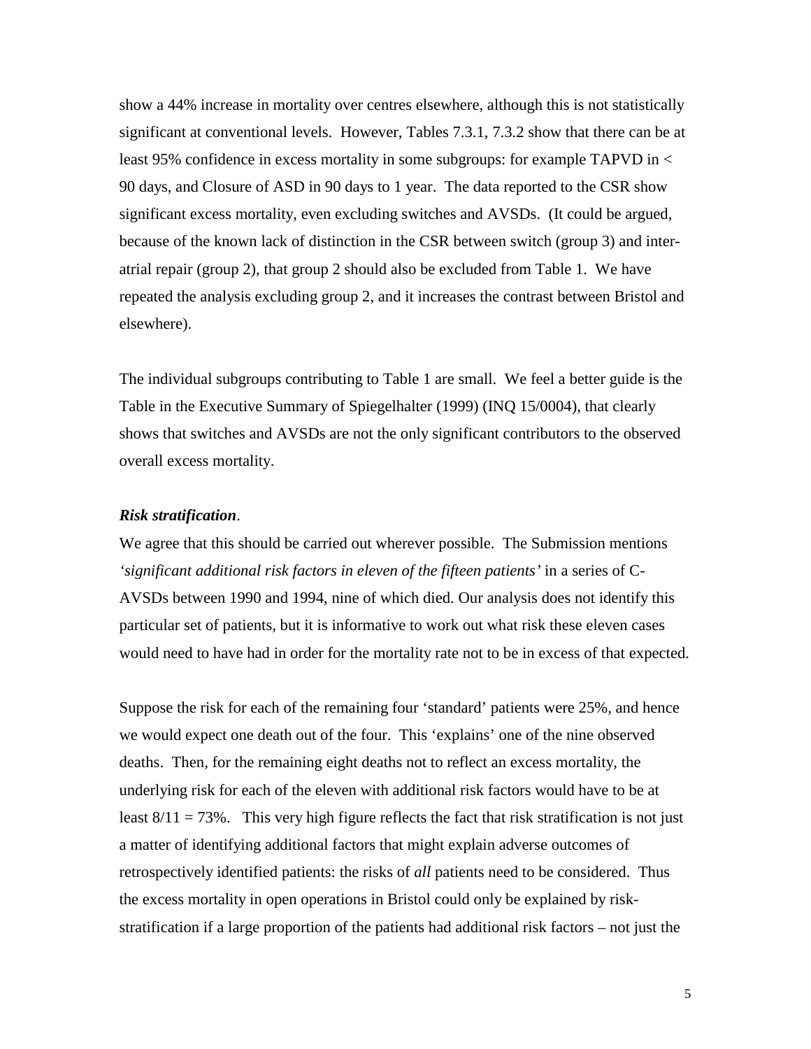show a 44% increase in mortality over centres elsewhere, although this is not statistically significant at conventional levels. However, Tables 7.3.1, 7.3.2 show that there can be at least 95% confidence in excess mortality in some subgroups: for example TAPVD in < 90 days, and Closure of ASD in 90 days to 1 year. The data reported to the CSR show significant excess mortality, even excluding switches and AVSDs. (It could be argued, because of the known lack of distinction in the CSR between switch (group 3) and inter-atrial repair (group 2), that group 2 should also be excluded from Table 1. We have repeated the analysis excluding group 2, and it increases the contrast between Bristol and elsewhere).

The individual subgroups contributing to Table 1 are small. We feel a better guide is the Table in the Executive Summary of Spiegelhalter (1999) (INQ 15/0004), that clearly shows that switches and AVSDs are not the only significant contributors to the observed overall excess mortality.

***Risk stratification***.

We agree that this should be carried out wherever possible. The Submission mentions *'significant additional risk factors in eleven of the fifteen patients'* in a series of C-AVSDs between 1990 and 1994, nine of which died. Our analysis does not identify this particular set of patients, but it is informative to work out what risk these eleven cases would need to have had in order for the mortality rate not to be in excess of that expected.

Suppose the risk for each of the remaining four 'standard' patients were 25%, and hence we would expect one death out of the four. This 'explains' one of the nine observed deaths. Then, for the remaining eight deaths not to reflect an excess mortality, the underlying risk for each of the eleven with additional risk factors would have to be at least 8/11 = 73%. This very high figure reflects the fact that risk stratification is not just a matter of identifying additional factors that might explain adverse outcomes of retrospectively identified patients: the risks of *all* patients need to be considered. Thus the excess mortality in open operations in Bristol could only be explained by risk-stratification if a large proportion of the patients had additional risk factors – not just the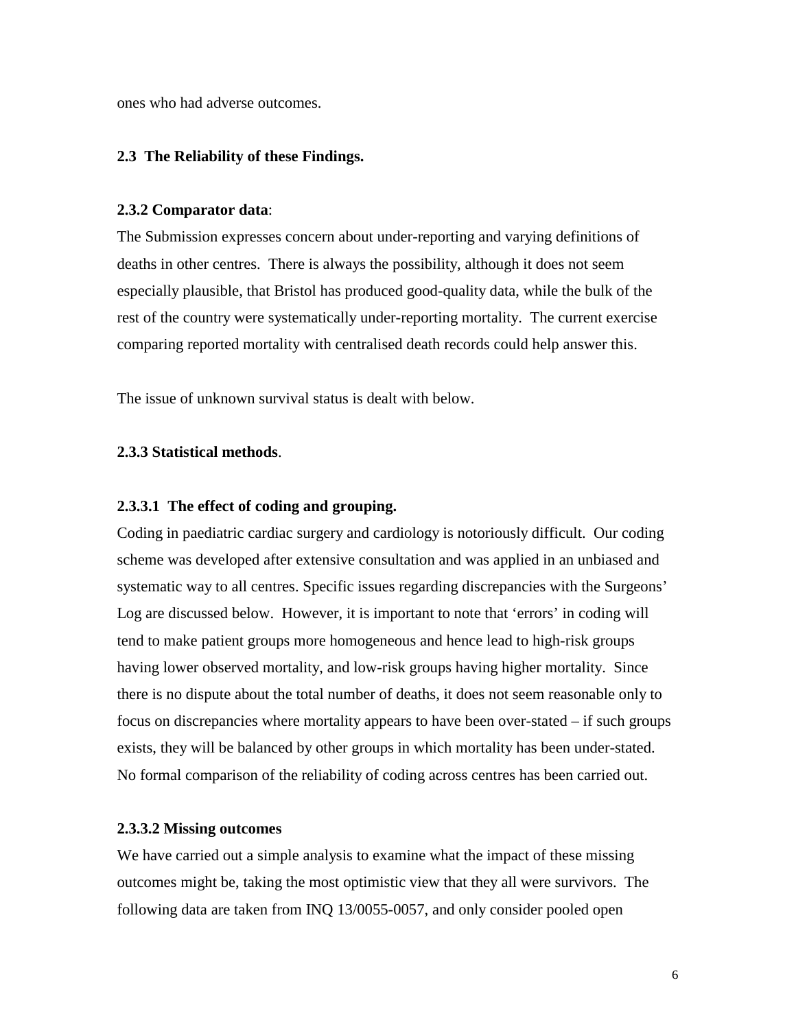ones who had adverse outcomes.

### 2.3 The Reliability of these Findings.

#### 2.3.2 Comparator data:

The Submission expresses concern about under-reporting and varying definitions of deaths in other centres. There is always the possibility, although it does not seem especially plausible, that Bristol has produced good-quality data, while the bulk of the rest of the country were systematically under-reporting mortality. The current exercise comparing reported mortality with centralised death records could help answer this.

The issue of unknown survival status is dealt with below.

#### 2.3.3 Statistical methods.

#### 2.3.3.1 The effect of coding and grouping.

Coding in paediatric cardiac surgery and cardiology is notoriously difficult. Our coding scheme was developed after extensive consultation and was applied in an unbiased and systematic way to all centres. Specific issues regarding discrepancies with the Surgeons' Log are discussed below. However, it is important to note that 'errors' in coding will tend to make patient groups more homogeneous and hence lead to high-risk groups having lower observed mortality, and low-risk groups having higher mortality. Since there is no dispute about the total number of deaths, it does not seem reasonable only to focus on discrepancies where mortality appears to have been over-stated – if such groups exists, they will be balanced by other groups in which mortality has been under-stated. No formal comparison of the reliability of coding across centres has been carried out.

#### 2.3.3.2 Missing outcomes

We have carried out a simple analysis to examine what the impact of these missing outcomes might be, taking the most optimistic view that they all were survivors. The following data are taken from INQ 13/0055-0057, and only consider pooled open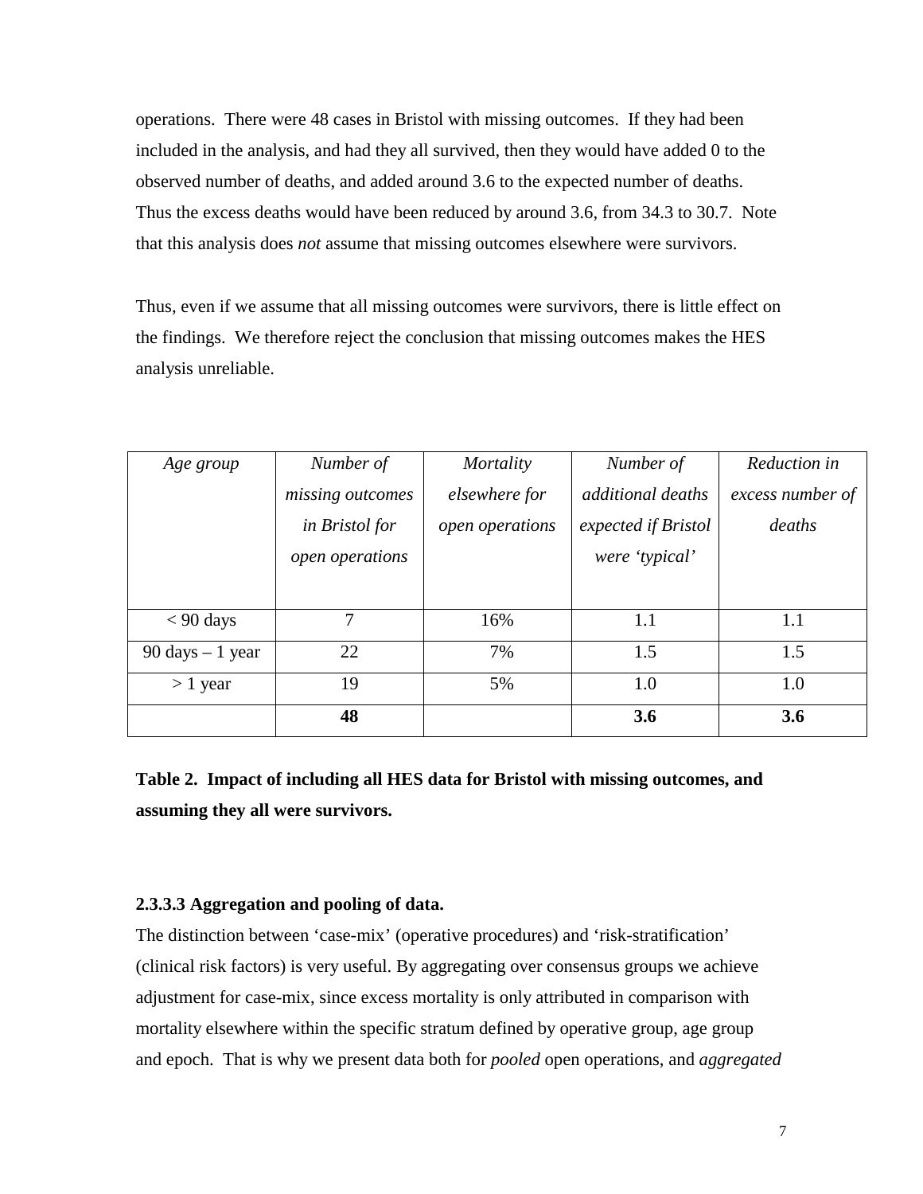operations. There were 48 cases in Bristol with missing outcomes. If they had been included in the analysis, and had they all survived, then they would have added 0 to the observed number of deaths, and added around 3.6 to the expected number of deaths. Thus the excess deaths would have been reduced by around 3.6, from 34.3 to 30.7. Note that this analysis does *not* assume that missing outcomes elsewhere were survivors.

Thus, even if we assume that all missing outcomes were survivors, there is little effect on the findings. We therefore reject the conclusion that missing outcomes makes the HES analysis unreliable.

| *Age group* | *Number of missing outcomes in Bristol for open operations* | *Mortality elsewhere for open operations* | *Number of additional deaths expected if Bristol were 'typical'* | *Reduction in excess number of deaths* |
|---|---|---|---|---|
| < 90 days | 7 | 16% | 1.1 | 1.1 |
| 90 days – 1 year | 22 | 7% | 1.5 | 1.5 |
| > 1 year | 19 | 5% | 1.0 | 1.0 |
| | **48** | | **3.6** | **3.6** |

**Table 2. Impact of including all HES data for Bristol with missing outcomes, and assuming they all were survivors.**

#### 2.3.3.3 Aggregation and pooling of data.

The distinction between 'case-mix' (operative procedures) and 'risk-stratification' (clinical risk factors) is very useful. By aggregating over consensus groups we achieve adjustment for case-mix, since excess mortality is only attributed in comparison with mortality elsewhere within the specific stratum defined by operative group, age group and epoch. That is why we present data both for *pooled* open operations, and *aggregated*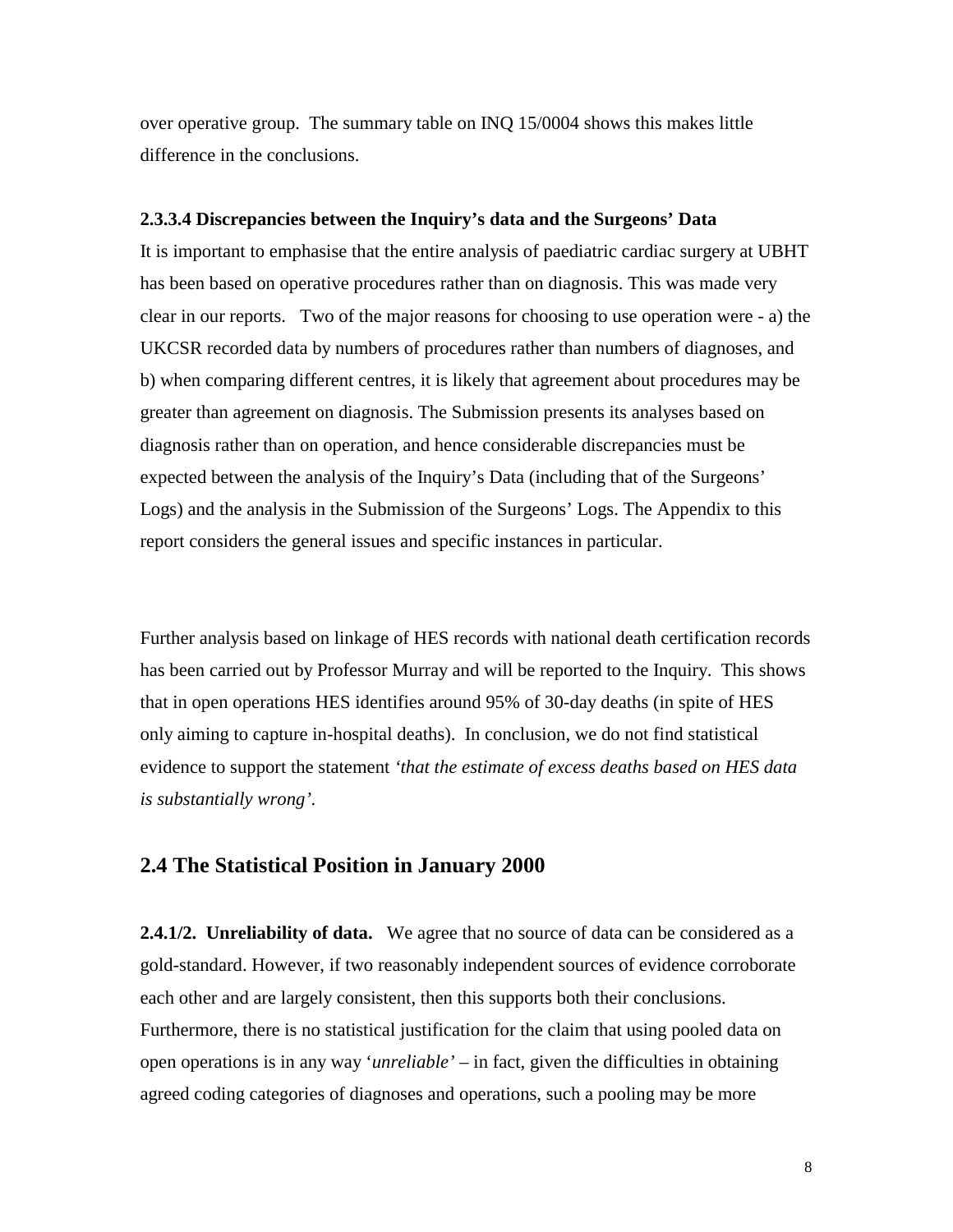over operative group. The summary table on INQ 15/0004 shows this makes little difference in the conclusions.

**2.3.3.4 Discrepancies between the Inquiry's data and the Surgeons' Data**

It is important to emphasise that the entire analysis of paediatric cardiac surgery at UBHT has been based on operative procedures rather than on diagnosis. This was made very clear in our reports. Two of the major reasons for choosing to use operation were - a) the UKCSR recorded data by numbers of procedures rather than numbers of diagnoses, and b) when comparing different centres, it is likely that agreement about procedures may be greater than agreement on diagnosis. The Submission presents its analyses based on diagnosis rather than on operation, and hence considerable discrepancies must be expected between the analysis of the Inquiry's Data (including that of the Surgeons' Logs) and the analysis in the Submission of the Surgeons' Logs. The Appendix to this report considers the general issues and specific instances in particular.

Further analysis based on linkage of HES records with national death certification records has been carried out by Professor Murray and will be reported to the Inquiry. This shows that in open operations HES identifies around 95% of 30-day deaths (in spite of HES only aiming to capture in-hospital deaths). In conclusion, we do not find statistical evidence to support the statement *'that the estimate of excess deaths based on HES data is substantially wrong'*.

## 2.4 The Statistical Position in January 2000

**2.4.1/2. Unreliability of data.** We agree that no source of data can be considered as a gold-standard. However, if two reasonably independent sources of evidence corroborate each other and are largely consistent, then this supports both their conclusions. Furthermore, there is no statistical justification for the claim that using pooled data on open operations is in any way '*unreliable*' – in fact, given the difficulties in obtaining agreed coding categories of diagnoses and operations, such a pooling may be more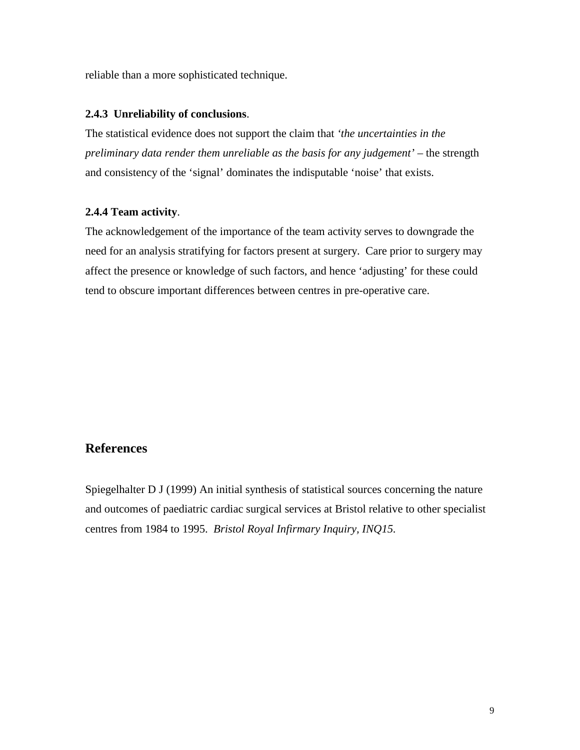reliable than a more sophisticated technique.

**2.4.3 Unreliability of conclusions**.

The statistical evidence does not support the claim that *'the uncertainties in the preliminary data render them unreliable as the basis for any judgement'* – the strength and consistency of the 'signal' dominates the indisputable 'noise' that exists.

**2.4.4 Team activity**.

The acknowledgement of the importance of the team activity serves to downgrade the need for an analysis stratifying for factors present at surgery. Care prior to surgery may affect the presence or knowledge of such factors, and hence 'adjusting' for these could tend to obscure important differences between centres in pre-operative care.

## References

Spiegelhalter D J (1999) An initial synthesis of statistical sources concerning the nature and outcomes of paediatric cardiac surgical services at Bristol relative to other specialist centres from 1984 to 1995. *Bristol Royal Infirmary Inquiry, INQ15.*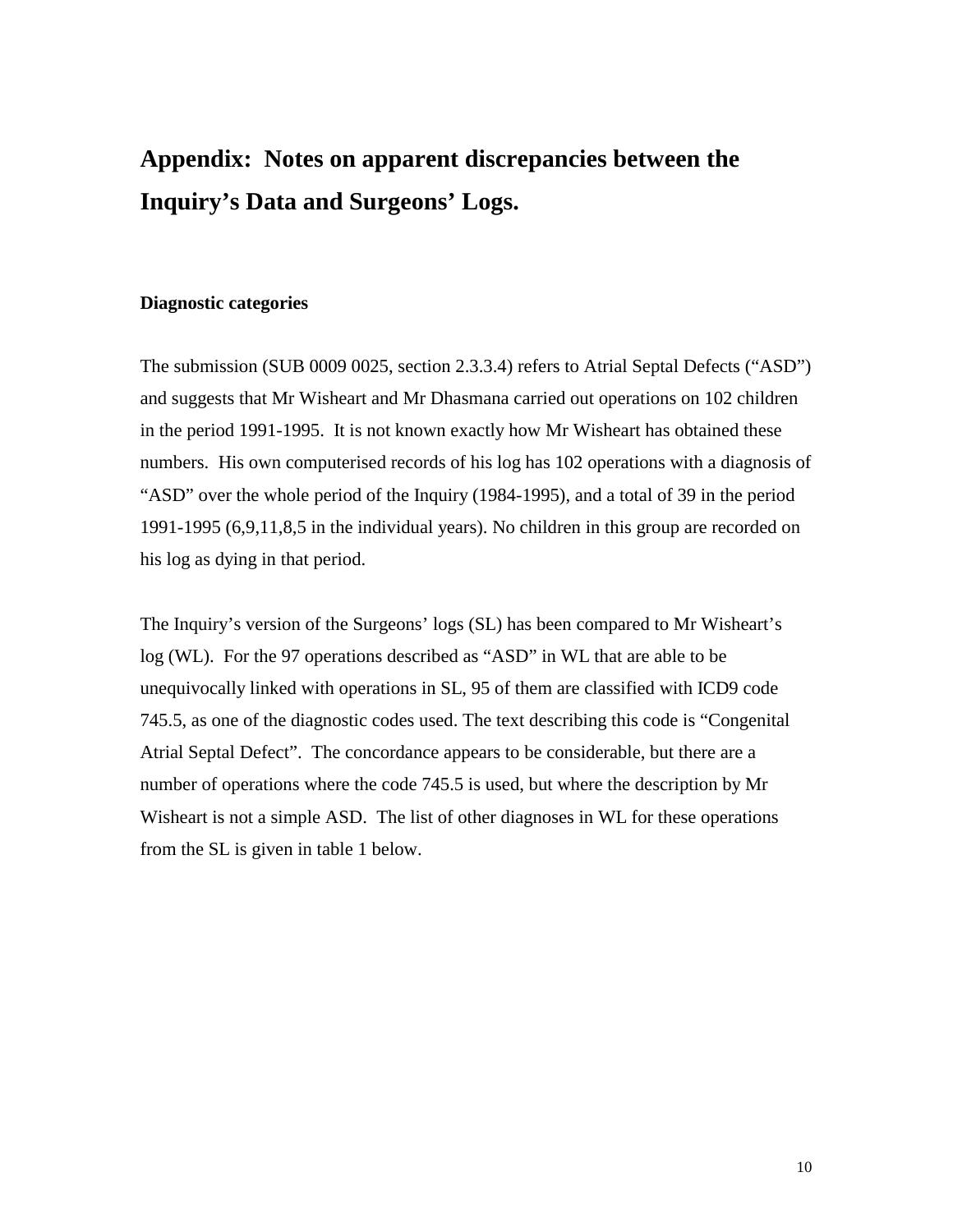# Appendix: Notes on apparent discrepancies between the Inquiry's Data and Surgeons' Logs.

### Diagnostic categories

The submission (SUB 0009 0025, section 2.3.3.4) refers to Atrial Septal Defects ("ASD") and suggests that Mr Wisheart and Mr Dhasmana carried out operations on 102 children in the period 1991-1995. It is not known exactly how Mr Wisheart has obtained these numbers. His own computerised records of his log has 102 operations with a diagnosis of "ASD" over the whole period of the Inquiry (1984-1995), and a total of 39 in the period 1991-1995 (6,9,11,8,5 in the individual years). No children in this group are recorded on his log as dying in that period.

The Inquiry's version of the Surgeons' logs (SL) has been compared to Mr Wisheart's log (WL). For the 97 operations described as "ASD" in WL that are able to be unequivocally linked with operations in SL, 95 of them are classified with ICD9 code 745.5, as one of the diagnostic codes used. The text describing this code is "Congenital Atrial Septal Defect". The concordance appears to be considerable, but there are a number of operations where the code 745.5 is used, but where the description by Mr Wisheart is not a simple ASD. The list of other diagnoses in WL for these operations from the SL is given in table 1 below.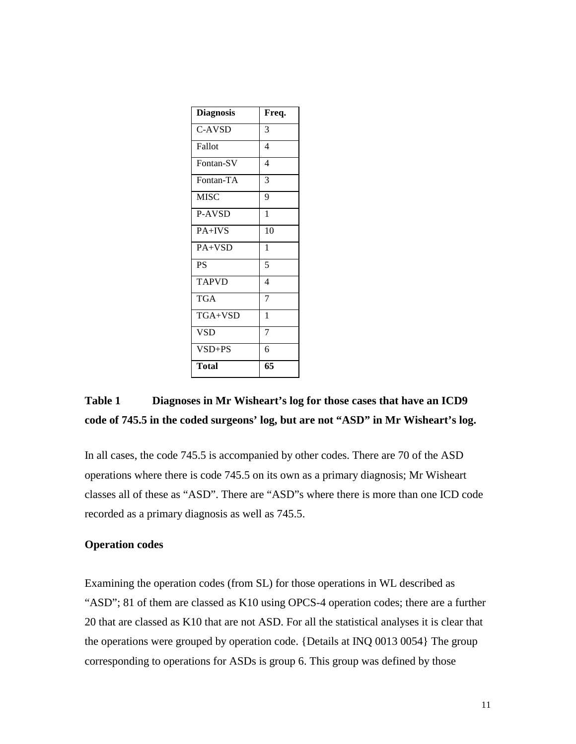| Diagnosis | Freq. |
|---|---|
| C-AVSD | 3 |
| Fallot | 4 |
| Fontan-SV | 4 |
| Fontan-TA | 3 |
| MISC | 9 |
| P-AVSD | 1 |
| PA+IVS | 10 |
| PA+VSD | 1 |
| PS | 5 |
| TAPVD | 4 |
| TGA | 7 |
| TGA+VSD | 1 |
| VSD | 7 |
| VSD+PS | 6 |
| **Total** | **65** |

**Table 1 Diagnoses in Mr Wisheart's log for those cases that have an ICD9 code of 745.5 in the coded surgeons' log, but are not "ASD" in Mr Wisheart's log.**

In all cases, the code 745.5 is accompanied by other codes. There are 70 of the ASD operations where there is code 745.5 on its own as a primary diagnosis; Mr Wisheart classes all of these as "ASD". There are "ASD"s where there is more than one ICD code recorded as a primary diagnosis as well as 745.5.

**Operation codes**

Examining the operation codes (from SL) for those operations in WL described as "ASD"; 81 of them are classed as K10 using OPCS-4 operation codes; there are a further 20 that are classed as K10 that are not ASD. For all the statistical analyses it is clear that the operations were grouped by operation code. {Details at INQ 0013 0054} The group corresponding to operations for ASDs is group 6. This group was defined by those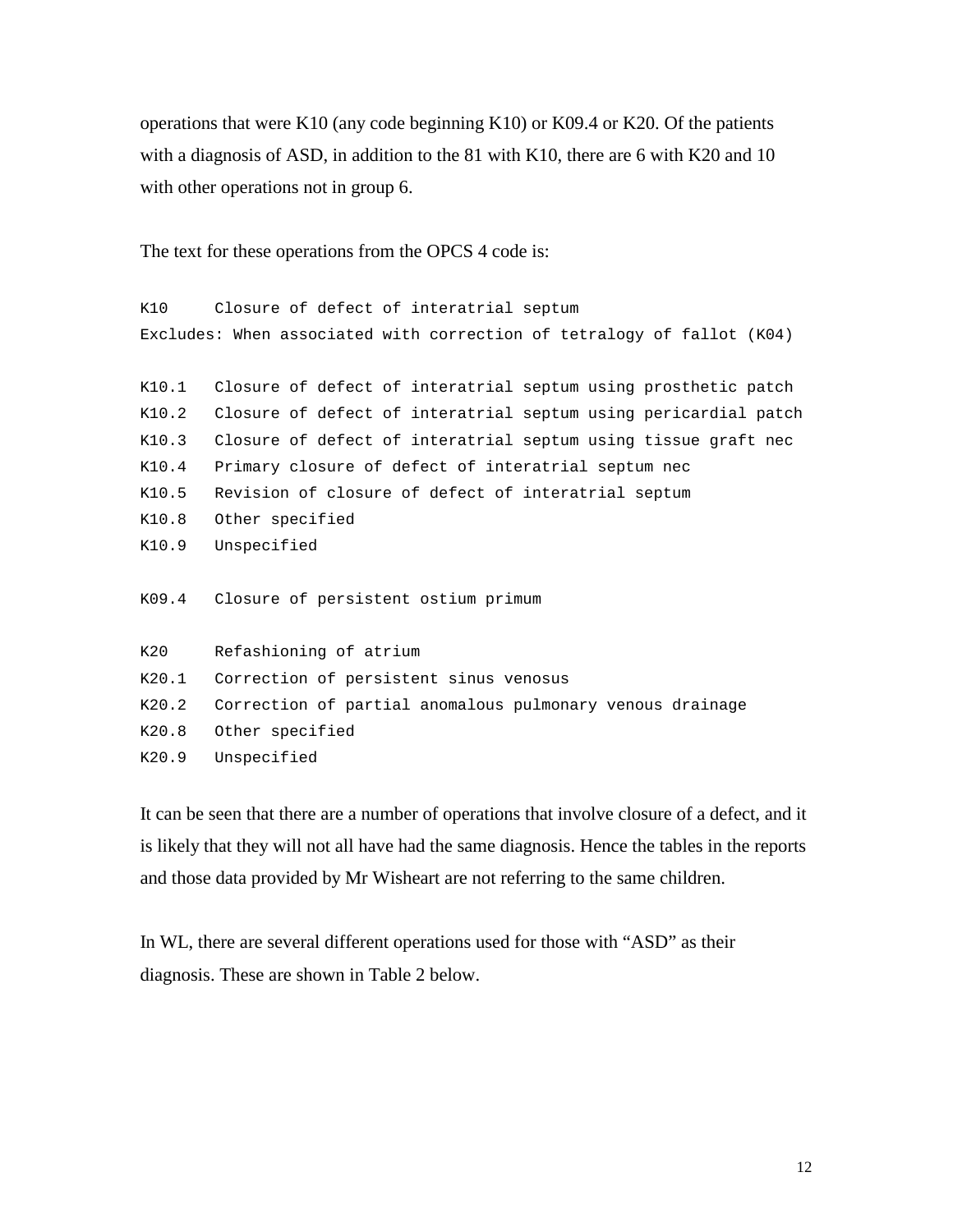operations that were K10 (any code beginning K10) or K09.4 or K20. Of the patients with a diagnosis of ASD, in addition to the 81 with K10, there are 6 with K20 and 10 with other operations not in group 6.

The text for these operations from the OPCS 4 code is:

```
K10     Closure of defect of interatrial septum
Excludes: When associated with correction of tetralogy of fallot (K04)

K10.1   Closure of defect of interatrial septum using prosthetic patch
K10.2   Closure of defect of interatrial septum using pericardial patch
K10.3   Closure of defect of interatrial septum using tissue graft nec
K10.4   Primary closure of defect of interatrial septum nec
K10.5   Revision of closure of defect of interatrial septum
K10.8   Other specified
K10.9   Unspecified

K09.4   Closure of persistent ostium primum

K20     Refashioning of atrium
K20.1   Correction of persistent sinus venosus
K20.2   Correction of partial anomalous pulmonary venous drainage
K20.8   Other specified
K20.9   Unspecified
```

It can be seen that there are a number of operations that involve closure of a defect, and it is likely that they will not all have had the same diagnosis. Hence the tables in the reports and those data provided by Mr Wisheart are not referring to the same children.

In WL, there are several different operations used for those with "ASD" as their diagnosis. These are shown in Table 2 below.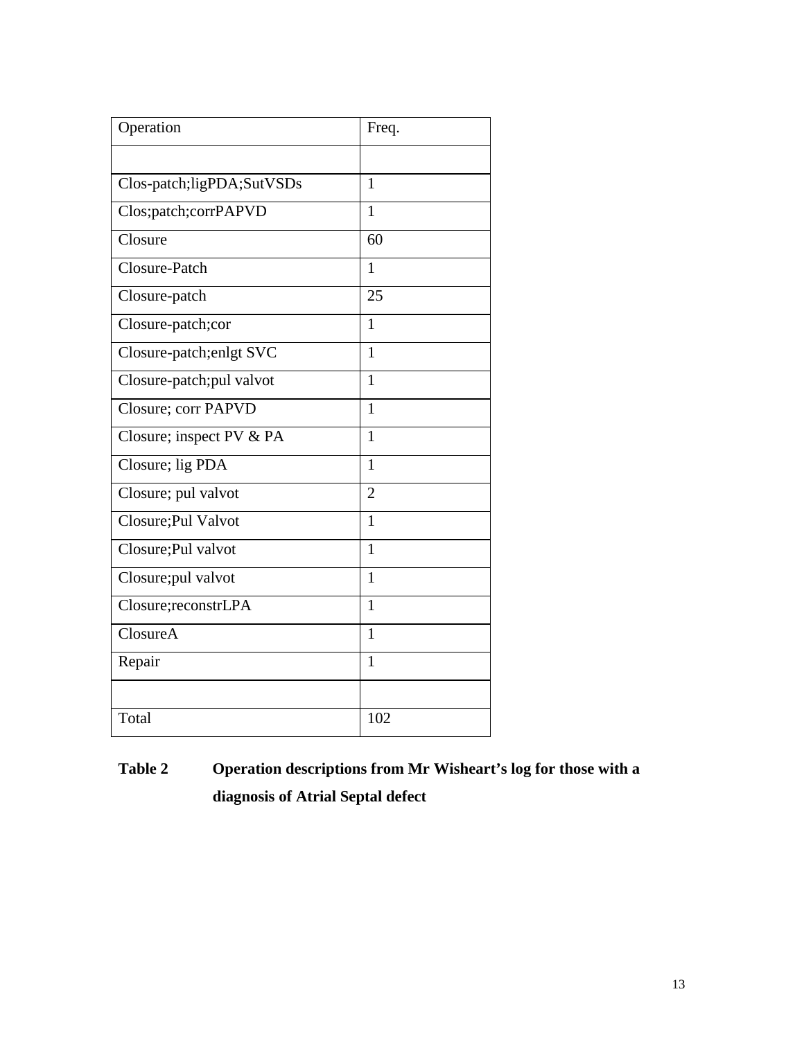| Operation | Freq. |
|---|---|
| | |
| Clos-patch;ligPDA;SutVSDs | 1 |
| Clos;patch;corrPAPVD | 1 |
| Closure | 60 |
| Closure-Patch | 1 |
| Closure-patch | 25 |
| Closure-patch;cor | 1 |
| Closure-patch;enlgt SVC | 1 |
| Closure-patch;pul valvot | 1 |
| Closure; corr PAPVD | 1 |
| Closure; inspect PV & PA | 1 |
| Closure; lig PDA | 1 |
| Closure; pul valvot | 2 |
| Closure;Pul Valvot | 1 |
| Closure;Pul valvot | 1 |
| Closure;pul valvot | 1 |
| Closure;reconstrLPA | 1 |
| ClosureA | 1 |
| Repair | 1 |
| | |
| Total | 102 |

**Table 2 Operation descriptions from Mr Wisheart's log for those with a diagnosis of Atrial Septal defect**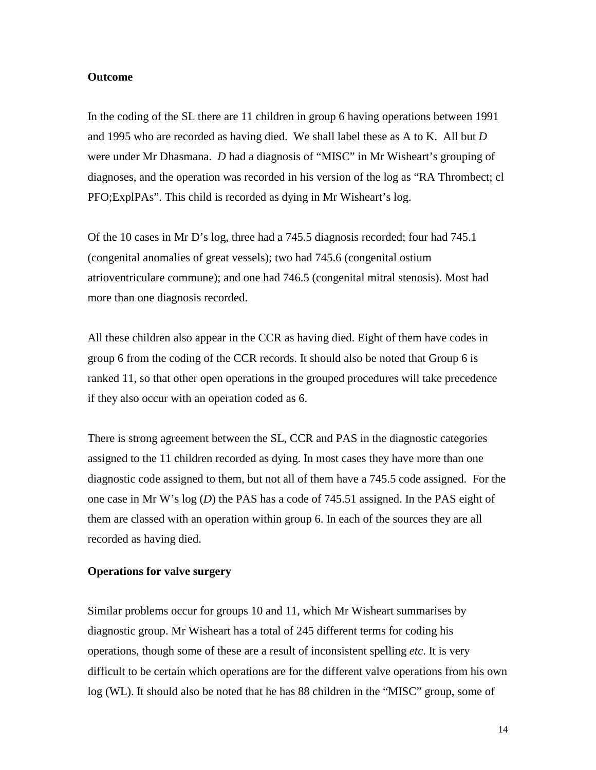**Outcome**

In the coding of the SL there are 11 children in group 6 having operations between 1991 and 1995 who are recorded as having died. We shall label these as A to K. All but *D* were under Mr Dhasmana. *D* had a diagnosis of "MISC" in Mr Wisheart's grouping of diagnoses, and the operation was recorded in his version of the log as "RA Thrombect; cl PFO;ExplPAs". This child is recorded as dying in Mr Wisheart's log.

Of the 10 cases in Mr D's log, three had a 745.5 diagnosis recorded; four had 745.1 (congenital anomalies of great vessels); two had 745.6 (congenital ostium atrioventriculare commune); and one had 746.5 (congenital mitral stenosis). Most had more than one diagnosis recorded.

All these children also appear in the CCR as having died. Eight of them have codes in group 6 from the coding of the CCR records. It should also be noted that Group 6 is ranked 11, so that other open operations in the grouped procedures will take precedence if they also occur with an operation coded as 6.

There is strong agreement between the SL, CCR and PAS in the diagnostic categories assigned to the 11 children recorded as dying. In most cases they have more than one diagnostic code assigned to them, but not all of them have a 745.5 code assigned. For the one case in Mr W's log (*D*) the PAS has a code of 745.51 assigned. In the PAS eight of them are classed with an operation within group 6. In each of the sources they are all recorded as having died.

**Operations for valve surgery**

Similar problems occur for groups 10 and 11, which Mr Wisheart summarises by diagnostic group. Mr Wisheart has a total of 245 different terms for coding his operations, though some of these are a result of inconsistent spelling *etc*. It is very difficult to be certain which operations are for the different valve operations from his own log (WL). It should also be noted that he has 88 children in the "MISC" group, some of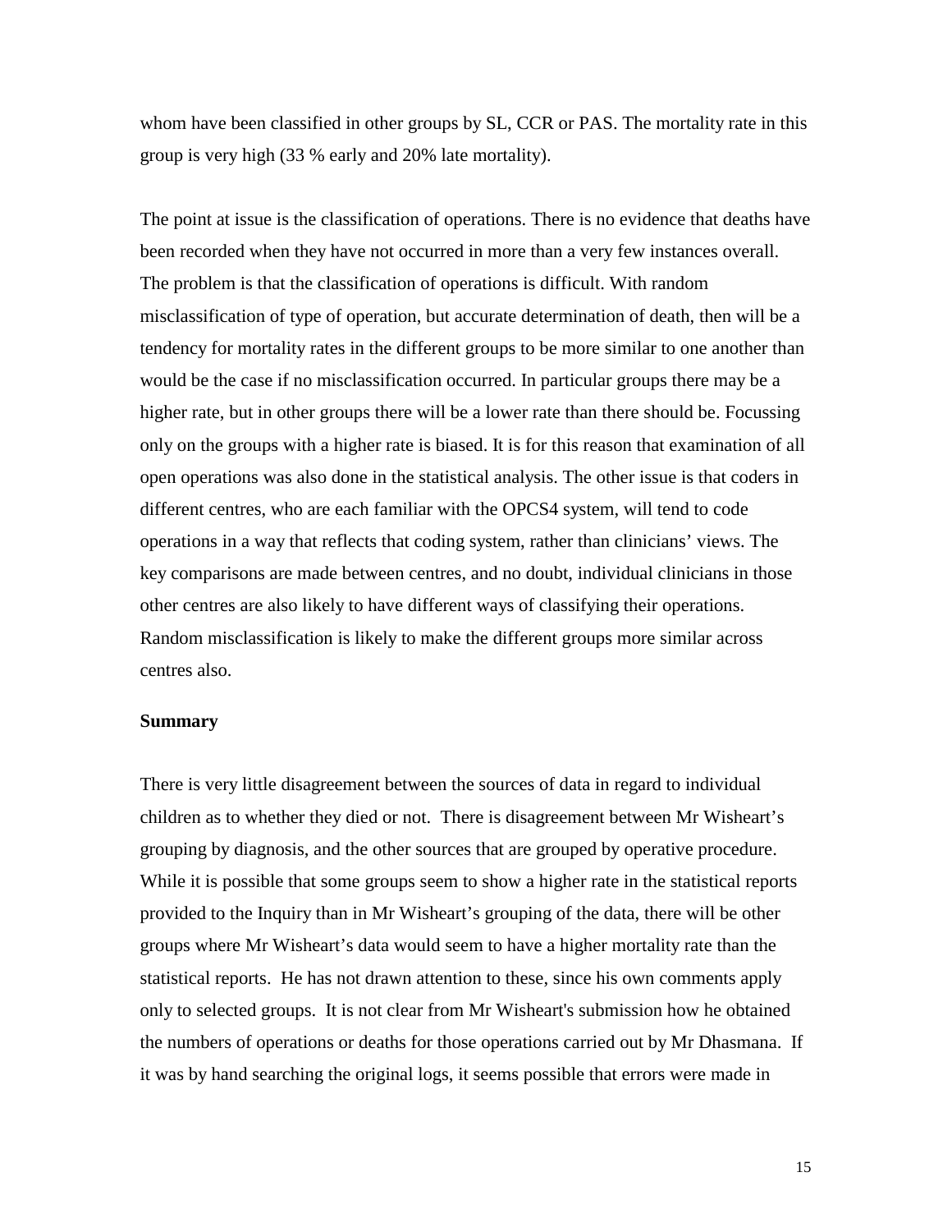whom have been classified in other groups by SL, CCR or PAS. The mortality rate in this group is very high (33 % early and 20% late mortality).

The point at issue is the classification of operations. There is no evidence that deaths have been recorded when they have not occurred in more than a very few instances overall. The problem is that the classification of operations is difficult. With random misclassification of type of operation, but accurate determination of death, then will be a tendency for mortality rates in the different groups to be more similar to one another than would be the case if no misclassification occurred. In particular groups there may be a higher rate, but in other groups there will be a lower rate than there should be. Focussing only on the groups with a higher rate is biased. It is for this reason that examination of all open operations was also done in the statistical analysis. The other issue is that coders in different centres, who are each familiar with the OPCS4 system, will tend to code operations in a way that reflects that coding system, rather than clinicians' views. The key comparisons are made between centres, and no doubt, individual clinicians in those other centres are also likely to have different ways of classifying their operations. Random misclassification is likely to make the different groups more similar across centres also.

**Summary**

There is very little disagreement between the sources of data in regard to individual children as to whether they died or not. There is disagreement between Mr Wisheart's grouping by diagnosis, and the other sources that are grouped by operative procedure. While it is possible that some groups seem to show a higher rate in the statistical reports provided to the Inquiry than in Mr Wisheart's grouping of the data, there will be other groups where Mr Wisheart's data would seem to have a higher mortality rate than the statistical reports. He has not drawn attention to these, since his own comments apply only to selected groups. It is not clear from Mr Wisheart's submission how he obtained the numbers of operations or deaths for those operations carried out by Mr Dhasmana. If it was by hand searching the original logs, it seems possible that errors were made in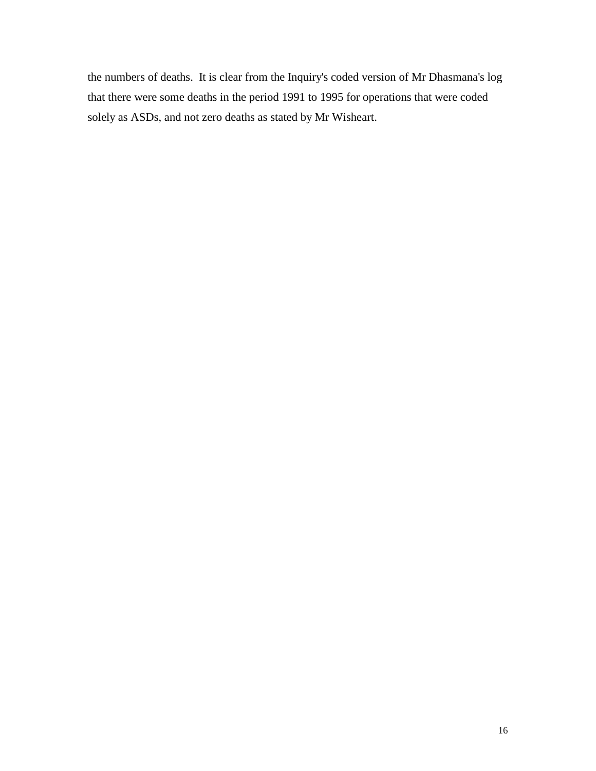the numbers of deaths.  It is clear from the Inquiry's coded version of Mr Dhasmana's log that there were some deaths in the period 1991 to 1995 for operations that were coded solely as ASDs, and not zero deaths as stated by Mr Wisheart.